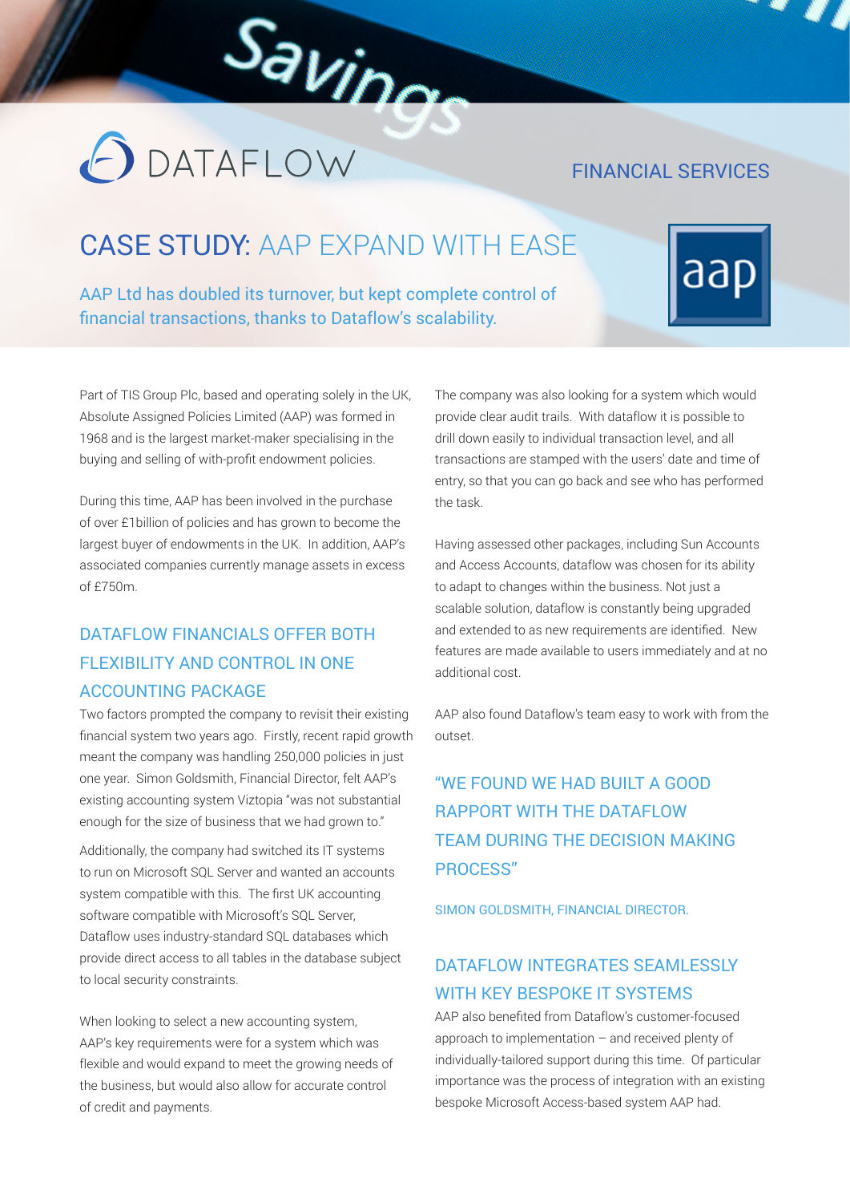DATAFLOW

FINANCIAL SERVICES

# CASE STUDY: AAP EXPAND WITH EASE

AAP Ltd has doubled its turnover, but kept complete control of financial transactions, thanks to Dataflow's scalability.

Part of TIS Group Plc, based and operating solely in the UK, Absolute Assigned Policies Limited (AAP) was formed in 1968 and is the largest market-maker specialising in the buying and selling of with-profit endowment policies.

During this time, AAP has been involved in the purchase of over £1billion of policies and has grown to become the largest buyer of endowments in the UK. In addition, AAP's associated companies currently manage assets in excess of £750m.

## DATAFLOW FINANCIALS OFFER BOTH FLEXIBILITY AND CONTROL IN ONE ACCOUNTING PACKAGE

Two factors prompted the company to revisit their existing financial system two years ago. Firstly, recent rapid growth meant the company was handling 250,000 policies in just one year. Simon Goldsmith, Financial Director, felt AAP's existing accounting system Viztopia "was not substantial enough for the size of business that we had grown to."

Additionally, the company had switched its IT systems to run on Microsoft SQL Server and wanted an accounts system compatible with this. The first UK accounting software compatible with Microsoft's SQL Server, Dataflow uses industry-standard SQL databases which provide direct access to all tables in the database subject to local security constraints.

When looking to select a new accounting system, AAP's key requirements were for a system which was flexible and would expand to meet the growing needs of the business, but would also allow for accurate control of credit and payments.

The company was also looking for a system which would provide clear audit trails. With dataflow it is possible to drill down easily to individual transaction level, and all transactions are stamped with the users' date and time of entry, so that you can go back and see who has performed the task.

Having assessed other packages, including Sun Accounts and Access Accounts, dataflow was chosen for its ability to adapt to changes within the business. Not just a scalable solution, dataflow is constantly being upgraded and extended to as new requirements are identified. New features are made available to users immediately and at no additional cost.

AAP also found Dataflow's team easy to work with from the outset.

> "WE FOUND WE HAD BUILT A GOOD RAPPORT WITH THE DATAFLOW TEAM DURING THE DECISION MAKING PROCESS"
>
> SIMON GOLDSMITH, FINANCIAL DIRECTOR.

## DATAFLOW INTEGRATES SEAMLESSLY WITH KEY BESPOKE IT SYSTEMS

AAP also benefited from Dataflow's customer-focused approach to implementation – and received plenty of individually-tailored support during this time. Of particular importance was the process of integration with an existing bespoke Microsoft Access-based system AAP had.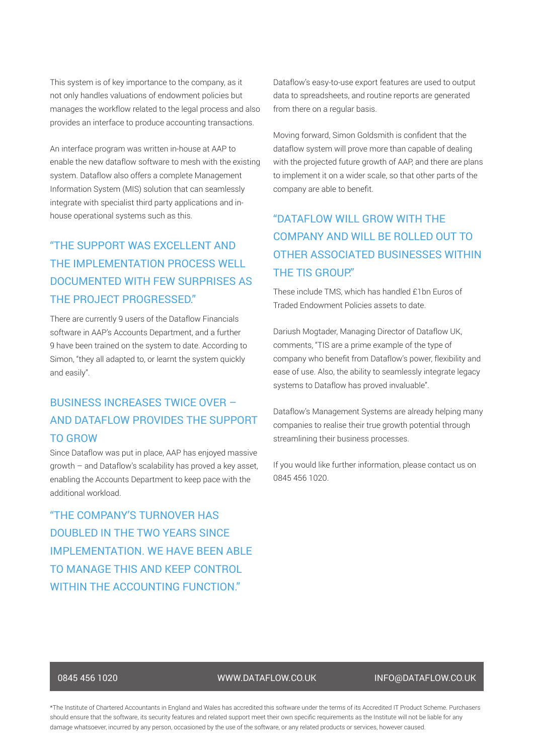This system is of key importance to the company, as it not only handles valuations of endowment policies but manages the workflow related to the legal process and also provides an interface to produce accounting transactions.

An interface program was written in-house at AAP to enable the new dataflow software to mesh with the existing system. Dataflow also offers a complete Management Information System (MIS) solution that can seamlessly integrate with specialist third party applications and in-house operational systems such as this.

## "THE SUPPORT WAS EXCELLENT AND THE IMPLEMENTATION PROCESS WELL DOCUMENTED WITH FEW SURPRISES AS THE PROJECT PROGRESSED."

There are currently 9 users of the Dataflow Financials software in AAP's Accounts Department, and a further 9 have been trained on the system to date. According to Simon, "they all adapted to, or learnt the system quickly and easily".

## BUSINESS INCREASES TWICE OVER – AND DATAFLOW PROVIDES THE SUPPORT TO GROW

Since Dataflow was put in place, AAP has enjoyed massive growth – and Dataflow's scalability has proved a key asset, enabling the Accounts Department to keep pace with the additional workload.

## "THE COMPANY'S TURNOVER HAS DOUBLED IN THE TWO YEARS SINCE IMPLEMENTATION. WE HAVE BEEN ABLE TO MANAGE THIS AND KEEP CONTROL WITHIN THE ACCOUNTING FUNCTION."

Dataflow's easy-to-use export features are used to output data to spreadsheets, and routine reports are generated from there on a regular basis.

Moving forward, Simon Goldsmith is confident that the dataflow system will prove more than capable of dealing with the projected future growth of AAP, and there are plans to implement it on a wider scale, so that other parts of the company are able to benefit.

## "DATAFLOW WILL GROW WITH THE COMPANY AND WILL BE ROLLED OUT TO OTHER ASSOCIATED BUSINESSES WITHIN THE TIS GROUP."

These include TMS, which has handled £1bn Euros of Traded Endowment Policies assets to date.

Dariush Mogtader, Managing Director of Dataflow UK, comments, "TIS are a prime example of the type of company who benefit from Dataflow's power, flexibility and ease of use. Also, the ability to seamlessly integrate legacy systems to Dataflow has proved invaluable".

Dataflow's Management Systems are already helping many companies to realise their true growth potential through streamlining their business processes.

If you would like further information, please contact us on 0845 456 1020.

0845 456 1020 | WWW.DATAFLOW.CO.UK | INFO@DATAFLOW.CO.UK

*The Institute of Chartered Accountants in England and Wales has accredited this software under the terms of its Accredited IT Product Scheme. Purchasers should ensure that the software, its security features and related support meet their own specific requirements as the Institute will not be liable for any damage whatsoever, incurred by any person, occasioned by the use of the software, or any related products or services, however caused.